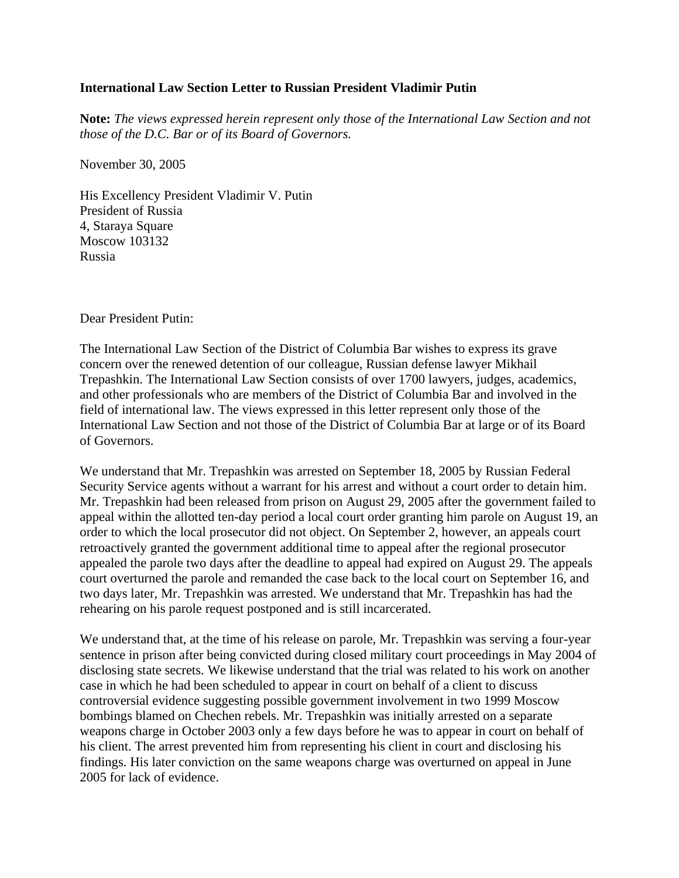**International Law Section Letter to Russian President Vladimir Putin**

**Note:** *The views expressed herein represent only those of the International Law Section and not those of the D.C. Bar or of its Board of Governors.*

November 30, 2005

His Excellency President Vladimir V. Putin
President of Russia
4, Staraya Square
Moscow 103132
Russia

Dear President Putin:

The International Law Section of the District of Columbia Bar wishes to express its grave concern over the renewed detention of our colleague, Russian defense lawyer Mikhail Trepashkin. The International Law Section consists of over 1700 lawyers, judges, academics, and other professionals who are members of the District of Columbia Bar and involved in the field of international law. The views expressed in this letter represent only those of the International Law Section and not those of the District of Columbia Bar at large or of its Board of Governors.

We understand that Mr. Trepashkin was arrested on September 18, 2005 by Russian Federal Security Service agents without a warrant for his arrest and without a court order to detain him. Mr. Trepashkin had been released from prison on August 29, 2005 after the government failed to appeal within the allotted ten-day period a local court order granting him parole on August 19, an order to which the local prosecutor did not object. On September 2, however, an appeals court retroactively granted the government additional time to appeal after the regional prosecutor appealed the parole two days after the deadline to appeal had expired on August 29. The appeals court overturned the parole and remanded the case back to the local court on September 16, and two days later, Mr. Trepashkin was arrested. We understand that Mr. Trepashkin has had the rehearing on his parole request postponed and is still incarcerated.

We understand that, at the time of his release on parole, Mr. Trepashkin was serving a four-year sentence in prison after being convicted during closed military court proceedings in May 2004 of disclosing state secrets. We likewise understand that the trial was related to his work on another case in which he had been scheduled to appear in court on behalf of a client to discuss controversial evidence suggesting possible government involvement in two 1999 Moscow bombings blamed on Chechen rebels. Mr. Trepashkin was initially arrested on a separate weapons charge in October 2003 only a few days before he was to appear in court on behalf of his client. The arrest prevented him from representing his client in court and disclosing his findings. His later conviction on the same weapons charge was overturned on appeal in June 2005 for lack of evidence.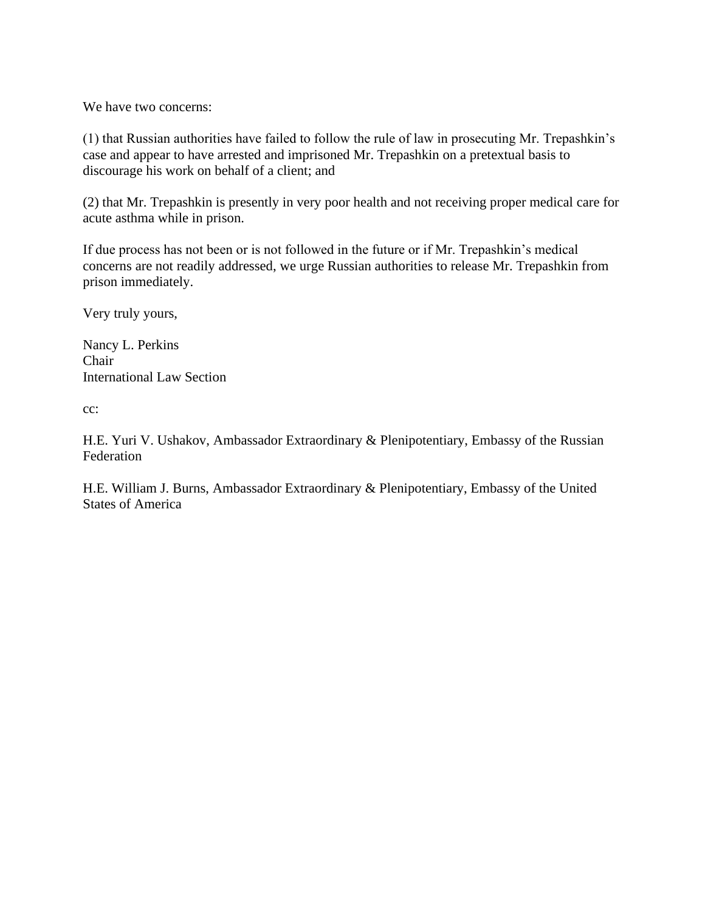We have two concerns:

(1) that Russian authorities have failed to follow the rule of law in prosecuting Mr. Trepashkin's case and appear to have arrested and imprisoned Mr. Trepashkin on a pretextual basis to discourage his work on behalf of a client; and

(2) that Mr. Trepashkin is presently in very poor health and not receiving proper medical care for acute asthma while in prison.

If due process has not been or is not followed in the future or if Mr. Trepashkin's medical concerns are not readily addressed, we urge Russian authorities to release Mr. Trepashkin from prison immediately.

Very truly yours,

Nancy L. Perkins  
Chair  
International Law Section

cc:

H.E. Yuri V. Ushakov, Ambassador Extraordinary & Plenipotentiary, Embassy of the Russian Federation

H.E. William J. Burns, Ambassador Extraordinary & Plenipotentiary, Embassy of the United States of America